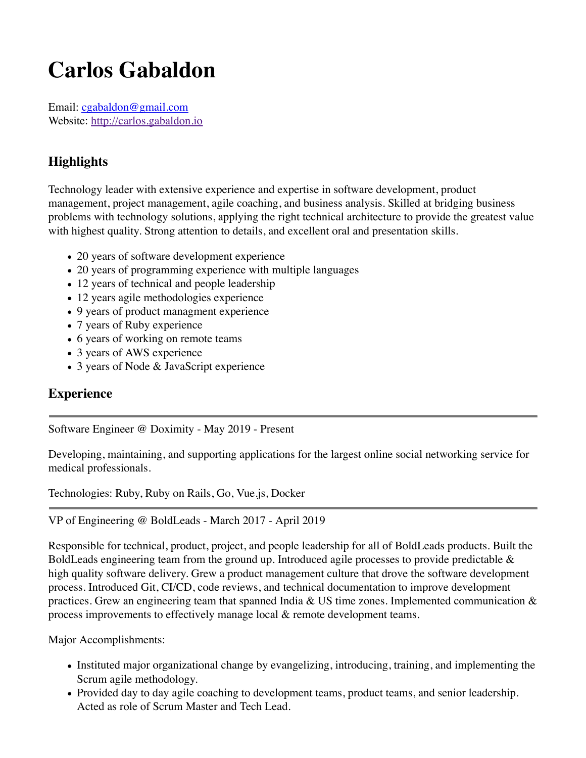# Carlos Gabaldon

Email: cgabaldon@gmail.com
Website: http://carlos.gabaldon.io

## Highlights

Technology leader with extensive experience and expertise in software development, product management, project management, agile coaching, and business analysis. Skilled at bridging business problems with technology solutions, applying the right technical architecture to provide the greatest value with highest quality. Strong attention to details, and excellent oral and presentation skills.

- 20 years of software development experience
- 20 years of programming experience with multiple languages
- 12 years of technical and people leadership
- 12 years agile methodologies experience
- 9 years of product managment experience
- 7 years of Ruby experience
- 6 years of working on remote teams
- 3 years of AWS experience
- 3 years of Node & JavaScript experience

## Experience

---

Software Engineer @ Doximity - May 2019 - Present

Developing, maintaining, and supporting applications for the largest online social networking service for medical professionals.

Technologies: Ruby, Ruby on Rails, Go, Vue.js, Docker

---

VP of Engineering @ BoldLeads - March 2017 - April 2019

Responsible for technical, product, project, and people leadership for all of BoldLeads products. Built the BoldLeads engineering team from the ground up. Introduced agile processes to provide predictable & high quality software delivery. Grew a product management culture that drove the software development process. Introduced Git, CI/CD, code reviews, and technical documentation to improve development practices. Grew an engineering team that spanned India & US time zones. Implemented communication & process improvements to effectively manage local & remote development teams.

Major Accomplishments:

- Instituted major organizational change by evangelizing, introducing, training, and implementing the Scrum agile methodology.
- Provided day to day agile coaching to development teams, product teams, and senior leadership. Acted as role of Scrum Master and Tech Lead.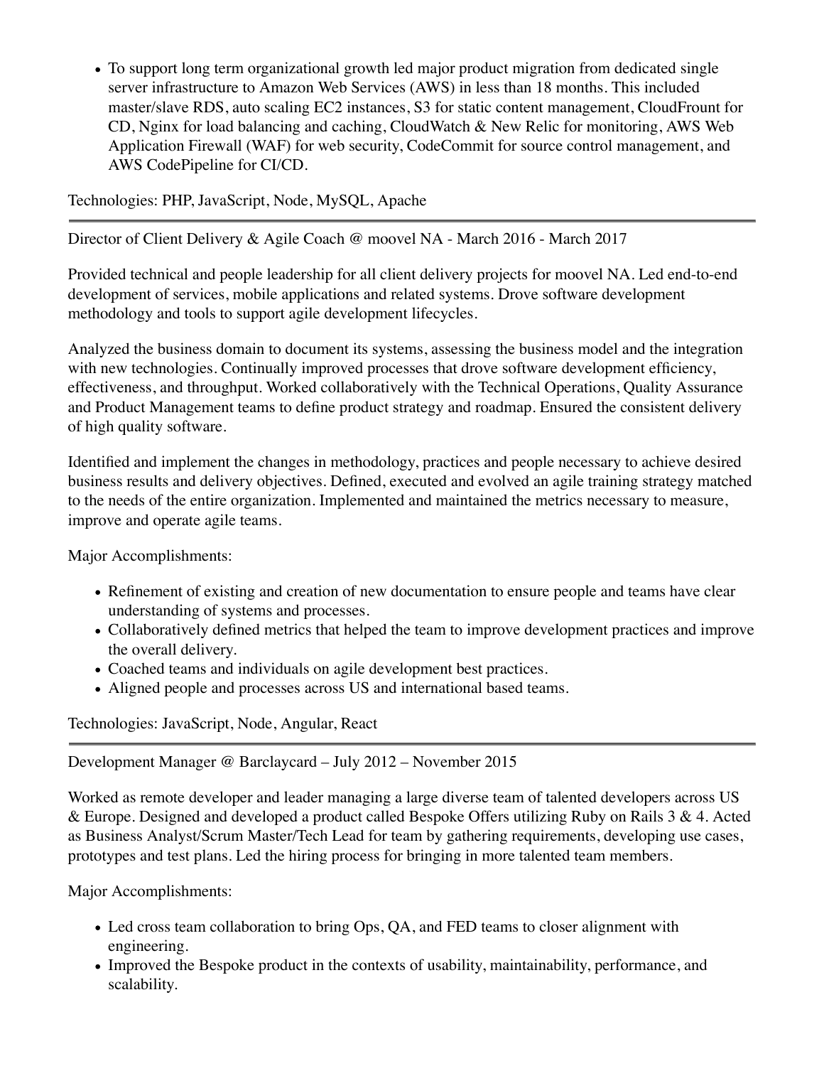- To support long term organizational growth led major product migration from dedicated single server infrastructure to Amazon Web Services (AWS) in less than 18 months. This included master/slave RDS, auto scaling EC2 instances, S3 for static content management, CloudFrount for CD, Nginx for load balancing and caching, CloudWatch & New Relic for monitoring, AWS Web Application Firewall (WAF) for web security, CodeCommit for source control management, and AWS CodePipeline for CI/CD.

Technologies: PHP, JavaScript, Node, MySQL, Apache

---

Director of Client Delivery & Agile Coach @ moovel NA - March 2016 - March 2017

Provided technical and people leadership for all client delivery projects for moovel NA. Led end-to-end development of services, mobile applications and related systems. Drove software development methodology and tools to support agile development lifecycles.

Analyzed the business domain to document its systems, assessing the business model and the integration with new technologies. Continually improved processes that drove software development efficiency, effectiveness, and throughput. Worked collaboratively with the Technical Operations, Quality Assurance and Product Management teams to define product strategy and roadmap. Ensured the consistent delivery of high quality software.

Identified and implement the changes in methodology, practices and people necessary to achieve desired business results and delivery objectives. Defined, executed and evolved an agile training strategy matched to the needs of the entire organization. Implemented and maintained the metrics necessary to measure, improve and operate agile teams.

Major Accomplishments:

- Refinement of existing and creation of new documentation to ensure people and teams have clear understanding of systems and processes.
- Collaboratively defined metrics that helped the team to improve development practices and improve the overall delivery.
- Coached teams and individuals on agile development best practices.
- Aligned people and processes across US and international based teams.

Technologies: JavaScript, Node, Angular, React

---

Development Manager @ Barclaycard – July 2012 – November 2015

Worked as remote developer and leader managing a large diverse team of talented developers across US & Europe. Designed and developed a product called Bespoke Offers utilizing Ruby on Rails 3 & 4. Acted as Business Analyst/Scrum Master/Tech Lead for team by gathering requirements, developing use cases, prototypes and test plans. Led the hiring process for bringing in more talented team members.

Major Accomplishments:

- Led cross team collaboration to bring Ops, QA, and FED teams to closer alignment with engineering.
- Improved the Bespoke product in the contexts of usability, maintainability, performance, and scalability.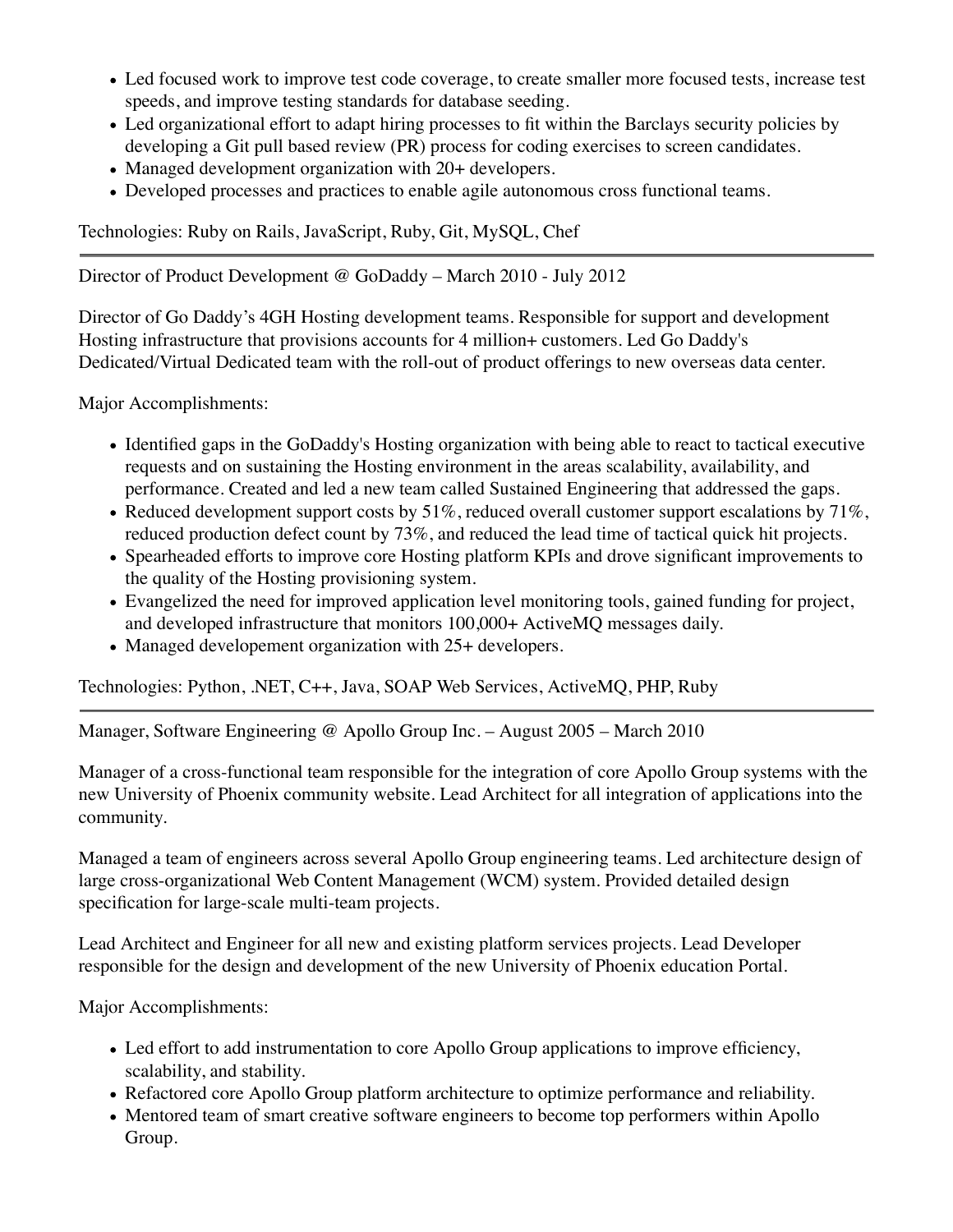- Led focused work to improve test code coverage, to create smaller more focused tests, increase test speeds, and improve testing standards for database seeding.
- Led organizational effort to adapt hiring processes to fit within the Barclays security policies by developing a Git pull based review (PR) process for coding exercises to screen candidates.
- Managed development organization with 20+ developers.
- Developed processes and practices to enable agile autonomous cross functional teams.

Technologies: Ruby on Rails, JavaScript, Ruby, Git, MySQL, Chef

---

Director of Product Development @ GoDaddy – March 2010 - July 2012

Director of Go Daddy's 4GH Hosting development teams. Responsible for support and development Hosting infrastructure that provisions accounts for 4 million+ customers. Led Go Daddy's Dedicated/Virtual Dedicated team with the roll-out of product offerings to new overseas data center.

Major Accomplishments:

- Identified gaps in the GoDaddy's Hosting organization with being able to react to tactical executive requests and on sustaining the Hosting environment in the areas scalability, availability, and performance. Created and led a new team called Sustained Engineering that addressed the gaps.
- Reduced development support costs by 51%, reduced overall customer support escalations by 71%, reduced production defect count by 73%, and reduced the lead time of tactical quick hit projects.
- Spearheaded efforts to improve core Hosting platform KPIs and drove significant improvements to the quality of the Hosting provisioning system.
- Evangelized the need for improved application level monitoring tools, gained funding for project, and developed infrastructure that monitors 100,000+ ActiveMQ messages daily.
- Managed developement organization with 25+ developers.

Technologies: Python, .NET, C++, Java, SOAP Web Services, ActiveMQ, PHP, Ruby

---

Manager, Software Engineering @ Apollo Group Inc. – August 2005 – March 2010

Manager of a cross-functional team responsible for the integration of core Apollo Group systems with the new University of Phoenix community website. Lead Architect for all integration of applications into the community.

Managed a team of engineers across several Apollo Group engineering teams. Led architecture design of large cross-organizational Web Content Management (WCM) system. Provided detailed design specification for large-scale multi-team projects.

Lead Architect and Engineer for all new and existing platform services projects. Lead Developer responsible for the design and development of the new University of Phoenix education Portal.

Major Accomplishments:

- Led effort to add instrumentation to core Apollo Group applications to improve efficiency, scalability, and stability.
- Refactored core Apollo Group platform architecture to optimize performance and reliability.
- Mentored team of smart creative software engineers to become top performers within Apollo Group.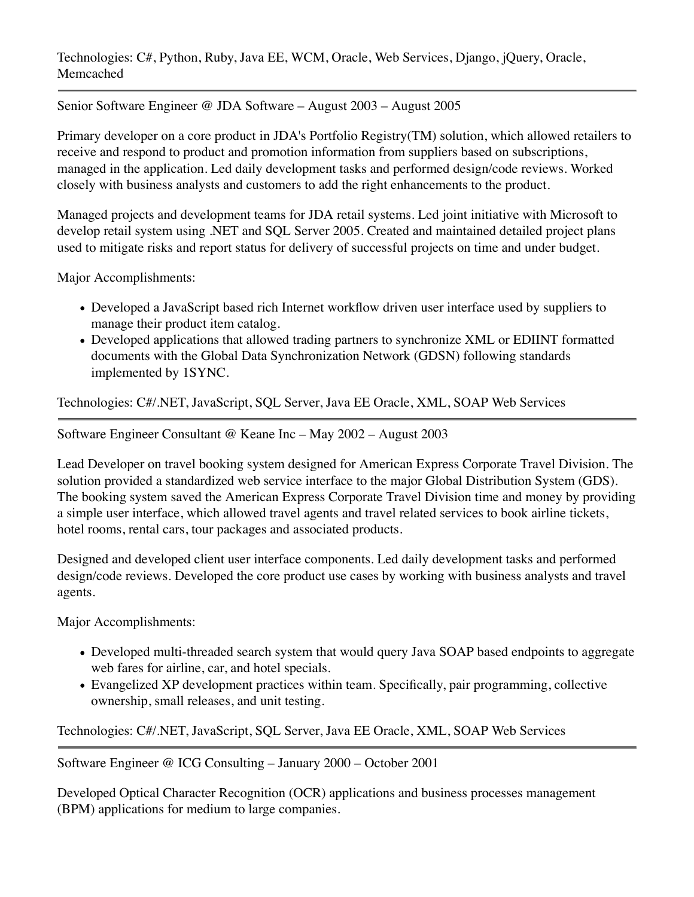Technologies: C#, Python, Ruby, Java EE, WCM, Oracle, Web Services, Django, jQuery, Oracle, Memcached

---

Senior Software Engineer @ JDA Software – August 2003 – August 2005

Primary developer on a core product in JDA's Portfolio Registry(TM) solution, which allowed retailers to receive and respond to product and promotion information from suppliers based on subscriptions, managed in the application. Led daily development tasks and performed design/code reviews. Worked closely with business analysts and customers to add the right enhancements to the product.

Managed projects and development teams for JDA retail systems. Led joint initiative with Microsoft to develop retail system using .NET and SQL Server 2005. Created and maintained detailed project plans used to mitigate risks and report status for delivery of successful projects on time and under budget.

Major Accomplishments:

- Developed a JavaScript based rich Internet workflow driven user interface used by suppliers to manage their product item catalog.
- Developed applications that allowed trading partners to synchronize XML or EDIINT formatted documents with the Global Data Synchronization Network (GDSN) following standards implemented by 1SYNC.

Technologies: C#/.NET, JavaScript, SQL Server, Java EE Oracle, XML, SOAP Web Services

---

Software Engineer Consultant @ Keane Inc – May 2002 – August 2003

Lead Developer on travel booking system designed for American Express Corporate Travel Division. The solution provided a standardized web service interface to the major Global Distribution System (GDS). The booking system saved the American Express Corporate Travel Division time and money by providing a simple user interface, which allowed travel agents and travel related services to book airline tickets, hotel rooms, rental cars, tour packages and associated products.

Designed and developed client user interface components. Led daily development tasks and performed design/code reviews. Developed the core product use cases by working with business analysts and travel agents.

Major Accomplishments:

- Developed multi-threaded search system that would query Java SOAP based endpoints to aggregate web fares for airline, car, and hotel specials.
- Evangelized XP development practices within team. Specifically, pair programming, collective ownership, small releases, and unit testing.

Technologies: C#/.NET, JavaScript, SQL Server, Java EE Oracle, XML, SOAP Web Services

---

Software Engineer @ ICG Consulting – January 2000 – October 2001

Developed Optical Character Recognition (OCR) applications and business processes management (BPM) applications for medium to large companies.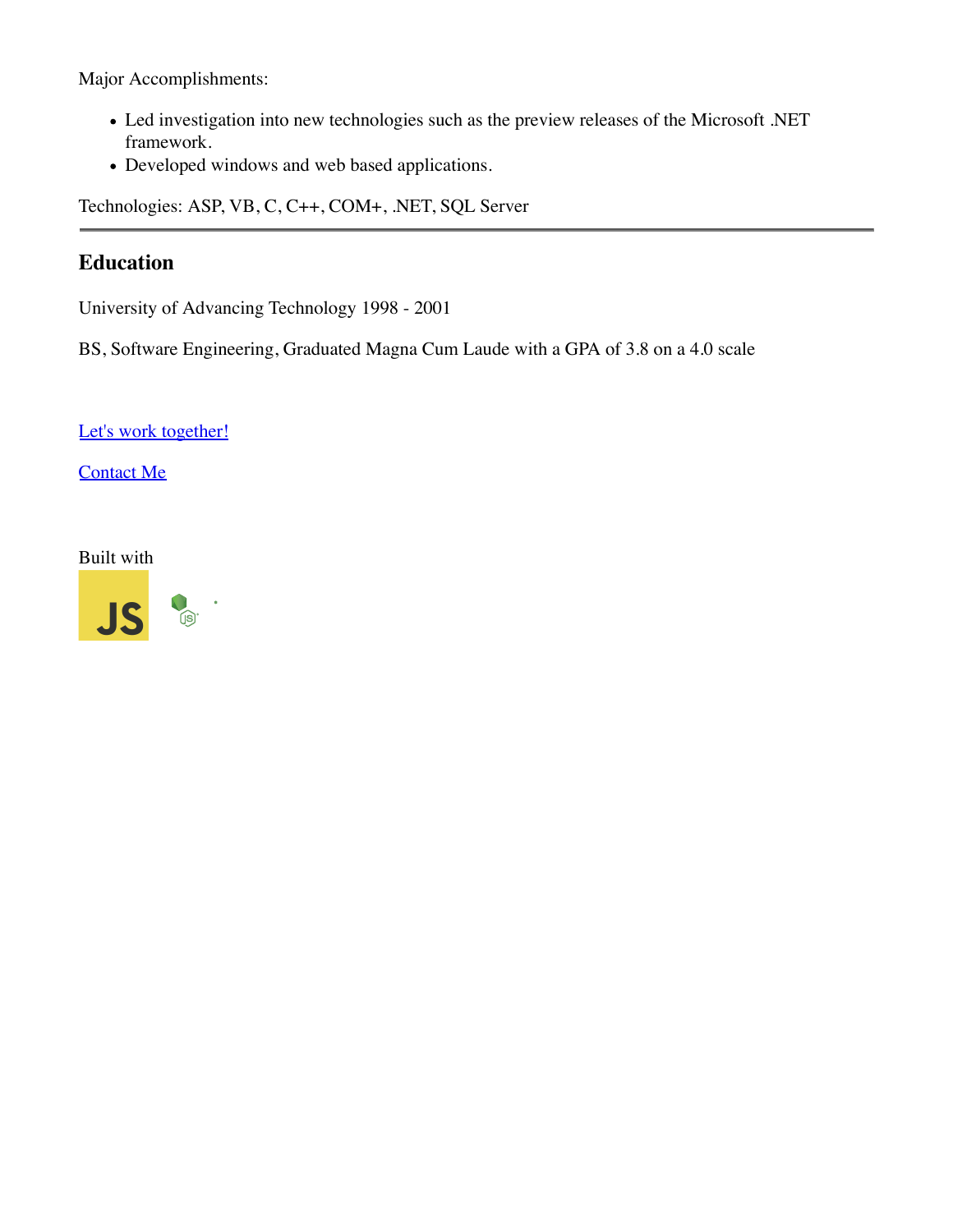Major Accomplishments:

- Led investigation into new technologies such as the preview releases of the Microsoft .NET framework.
- Developed windows and web based applications.

Technologies: ASP, VB, C, C++, COM+, .NET, SQL Server

---

## Education

University of Advancing Technology 1998 - 2001

BS, Software Engineering, Graduated Magna Cum Laude with a GPA of 3.8 on a 4.0 scale

Let's work together!

Contact Me

Built with